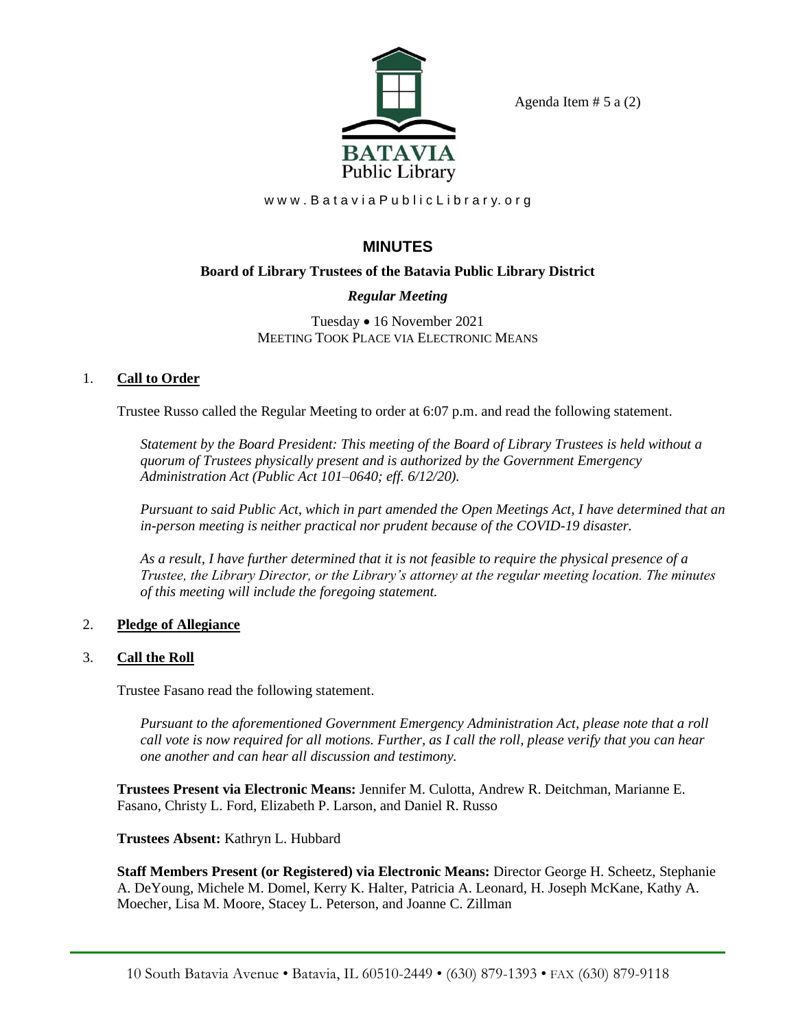Agenda Item # 5 a (2)

BATAVIA Public Library

www.BataviaPublicLibrary.org

# MINUTES

## Board of Library Trustees of the Batavia Public Library District

### *Regular Meeting*

Tuesday • 16 November 2021
MEETING TOOK PLACE VIA ELECTRONIC MEANS

1. **Call to Order**

   Trustee Russo called the Regular Meeting to order at 6:07 p.m. and read the following statement.

   *Statement by the Board President: This meeting of the Board of Library Trustees is held without a quorum of Trustees physically present and is authorized by the Government Emergency Administration Act (Public Act 101–0640; eff. 6/12/20).*

   *Pursuant to said Public Act, which in part amended the Open Meetings Act, I have determined that an in-person meeting is neither practical nor prudent because of the COVID-19 disaster.*

   *As a result, I have further determined that it is not feasible to require the physical presence of a Trustee, the Library Director, or the Library's attorney at the regular meeting location. The minutes of this meeting will include the foregoing statement.*

2. **Pledge of Allegiance**

3. **Call the Roll**

   Trustee Fasano read the following statement.

   *Pursuant to the aforementioned Government Emergency Administration Act, please note that a roll call vote is now required for all motions. Further, as I call the roll, please verify that you can hear one another and can hear all discussion and testimony.*

   **Trustees Present via Electronic Means:** Jennifer M. Culotta, Andrew R. Deitchman, Marianne E. Fasano, Christy L. Ford, Elizabeth P. Larson, and Daniel R. Russo

   **Trustees Absent:** Kathryn L. Hubbard

   **Staff Members Present (or Registered) via Electronic Means:** Director George H. Scheetz, Stephanie A. DeYoung, Michele M. Domel, Kerry K. Halter, Patricia A. Leonard, H. Joseph McKane, Kathy A. Moecher, Lisa M. Moore, Stacey L. Peterson, and Joanne C. Zillman

10 South Batavia Avenue • Batavia, IL 60510-2449 • (630) 879-1393 • FAX (630) 879-9118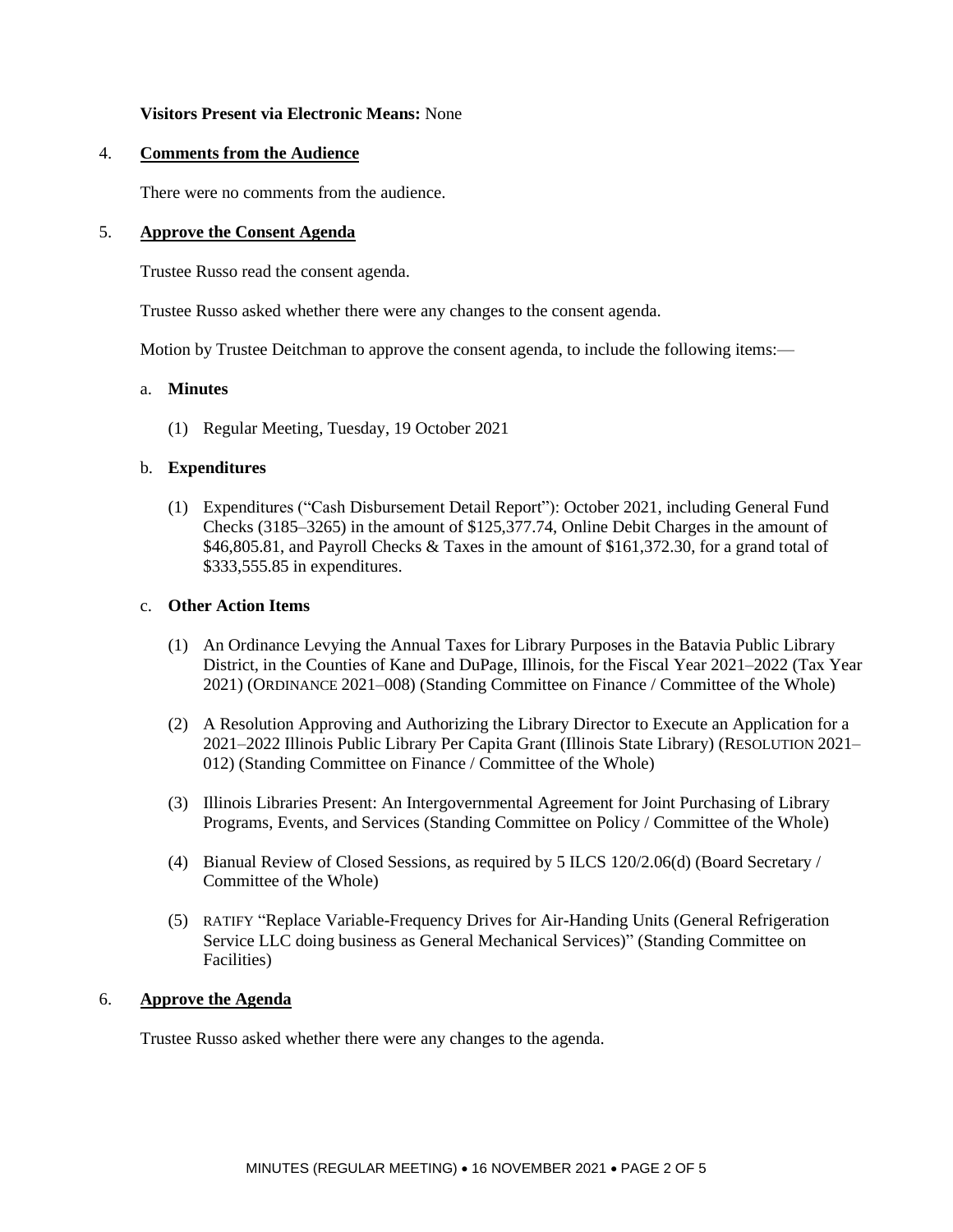**Visitors Present via Electronic Means:** None

4. **Comments from the Audience**

   There were no comments from the audience.

5. **Approve the Consent Agenda**

   Trustee Russo read the consent agenda.

   Trustee Russo asked whether there were any changes to the consent agenda.

   Motion by Trustee Deitchman to approve the consent agenda, to include the following items:—

   a. **Minutes**

      (1) Regular Meeting, Tuesday, 19 October 2021

   b. **Expenditures**

      (1) Expenditures ("Cash Disbursement Detail Report"): October 2021, including General Fund Checks (3185–3265) in the amount of $125,377.74, Online Debit Charges in the amount of $46,805.81, and Payroll Checks & Taxes in the amount of $161,372.30, for a grand total of $333,555.85 in expenditures.

   c. **Other Action Items**

      (1) An Ordinance Levying the Annual Taxes for Library Purposes in the Batavia Public Library District, in the Counties of Kane and DuPage, Illinois, for the Fiscal Year 2021–2022 (Tax Year 2021) (ORDINANCE 2021–008) (Standing Committee on Finance / Committee of the Whole)

      (2) A Resolution Approving and Authorizing the Library Director to Execute an Application for a 2021–2022 Illinois Public Library Per Capita Grant (Illinois State Library) (RESOLUTION 2021–012) (Standing Committee on Finance / Committee of the Whole)

      (3) Illinois Libraries Present: An Intergovernmental Agreement for Joint Purchasing of Library Programs, Events, and Services (Standing Committee on Policy / Committee of the Whole)

      (4) Bianual Review of Closed Sessions, as required by 5 ILCS 120/2.06(d) (Board Secretary / Committee of the Whole)

      (5) RATIFY "Replace Variable-Frequency Drives for Air-Handing Units (General Refrigeration Service LLC doing business as General Mechanical Services)" (Standing Committee on Facilities)

6. **Approve the Agenda**

   Trustee Russo asked whether there were any changes to the agenda.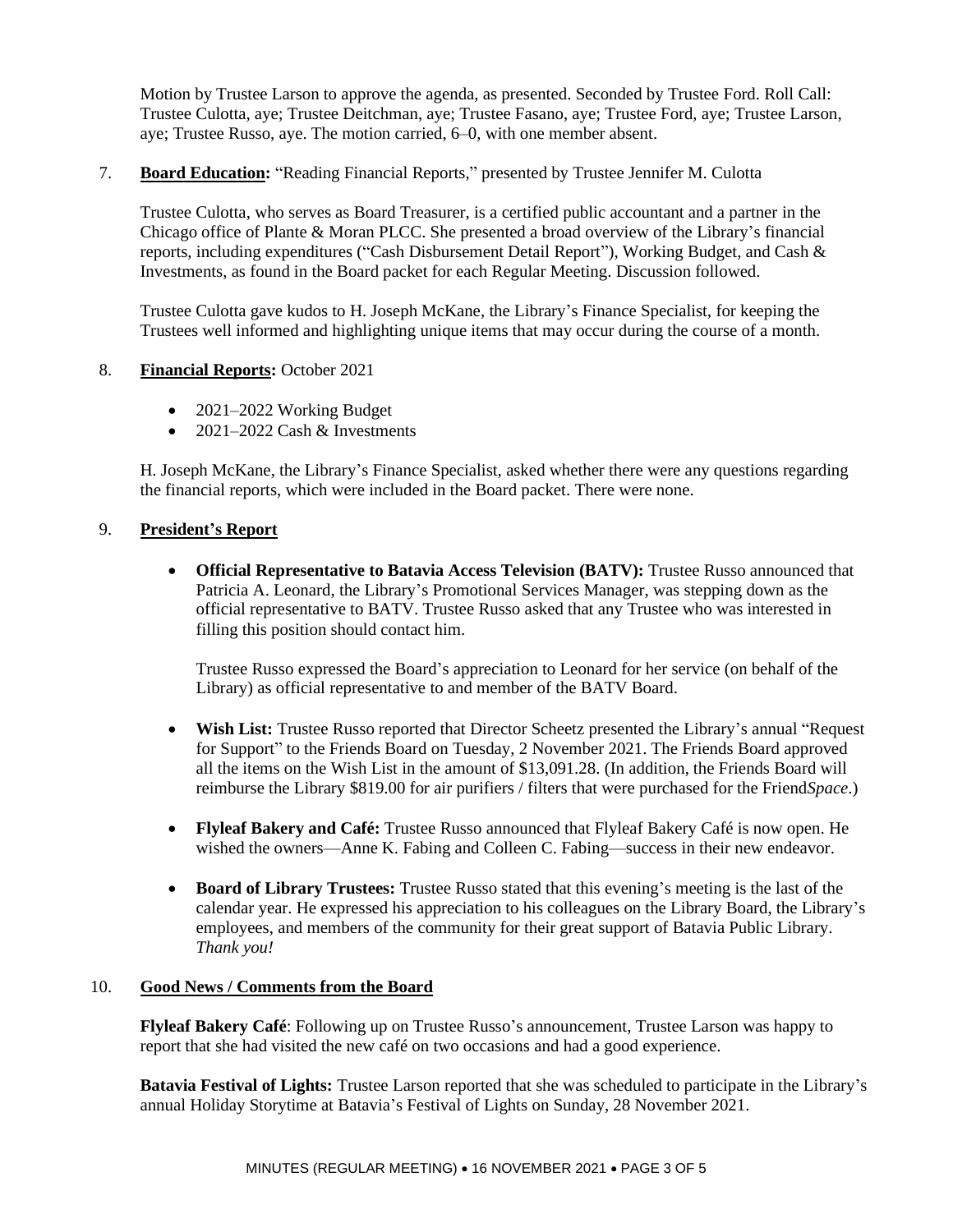Motion by Trustee Larson to approve the agenda, as presented. Seconded by Trustee Ford. Roll Call: Trustee Culotta, aye; Trustee Deitchman, aye; Trustee Fasano, aye; Trustee Ford, aye; Trustee Larson, aye; Trustee Russo, aye. The motion carried, 6–0, with one member absent.

7. **Board Education:** "Reading Financial Reports," presented by Trustee Jennifer M. Culotta

   Trustee Culotta, who serves as Board Treasurer, is a certified public accountant and a partner in the Chicago office of Plante & Moran PLCC. She presented a broad overview of the Library's financial reports, including expenditures ("Cash Disbursement Detail Report"), Working Budget, and Cash & Investments, as found in the Board packet for each Regular Meeting. Discussion followed.

   Trustee Culotta gave kudos to H. Joseph McKane, the Library's Finance Specialist, for keeping the Trustees well informed and highlighting unique items that may occur during the course of a month.

8. **Financial Reports:** October 2021

   - 2021–2022 Working Budget
   - 2021–2022 Cash & Investments

   H. Joseph McKane, the Library's Finance Specialist, asked whether there were any questions regarding the financial reports, which were included in the Board packet. There were none.

9. **President's Report**

   - **Official Representative to Batavia Access Television (BATV):** Trustee Russo announced that Patricia A. Leonard, the Library's Promotional Services Manager, was stepping down as the official representative to BATV. Trustee Russo asked that any Trustee who was interested in filling this position should contact him.

     Trustee Russo expressed the Board's appreciation to Leonard for her service (on behalf of the Library) as official representative to and member of the BATV Board.

   - **Wish List:** Trustee Russo reported that Director Scheetz presented the Library's annual "Request for Support" to the Friends Board on Tuesday, 2 November 2021. The Friends Board approved all the items on the Wish List in the amount of $13,091.28. (In addition, the Friends Board will reimburse the Library $819.00 for air purifiers / filters that were purchased for the Friend*Space*.)

   - **Flyleaf Bakery and Café:** Trustee Russo announced that Flyleaf Bakery Café is now open. He wished the owners—Anne K. Fabing and Colleen C. Fabing—success in their new endeavor.

   - **Board of Library Trustees:** Trustee Russo stated that this evening's meeting is the last of the calendar year. He expressed his appreciation to his colleagues on the Library Board, the Library's employees, and members of the community for their great support of Batavia Public Library. *Thank you!*

10. **Good News / Comments from the Board**

    **Flyleaf Bakery Café**: Following up on Trustee Russo's announcement, Trustee Larson was happy to report that she had visited the new café on two occasions and had a good experience.

    **Batavia Festival of Lights:** Trustee Larson reported that she was scheduled to participate in the Library's annual Holiday Storytime at Batavia's Festival of Lights on Sunday, 28 November 2021.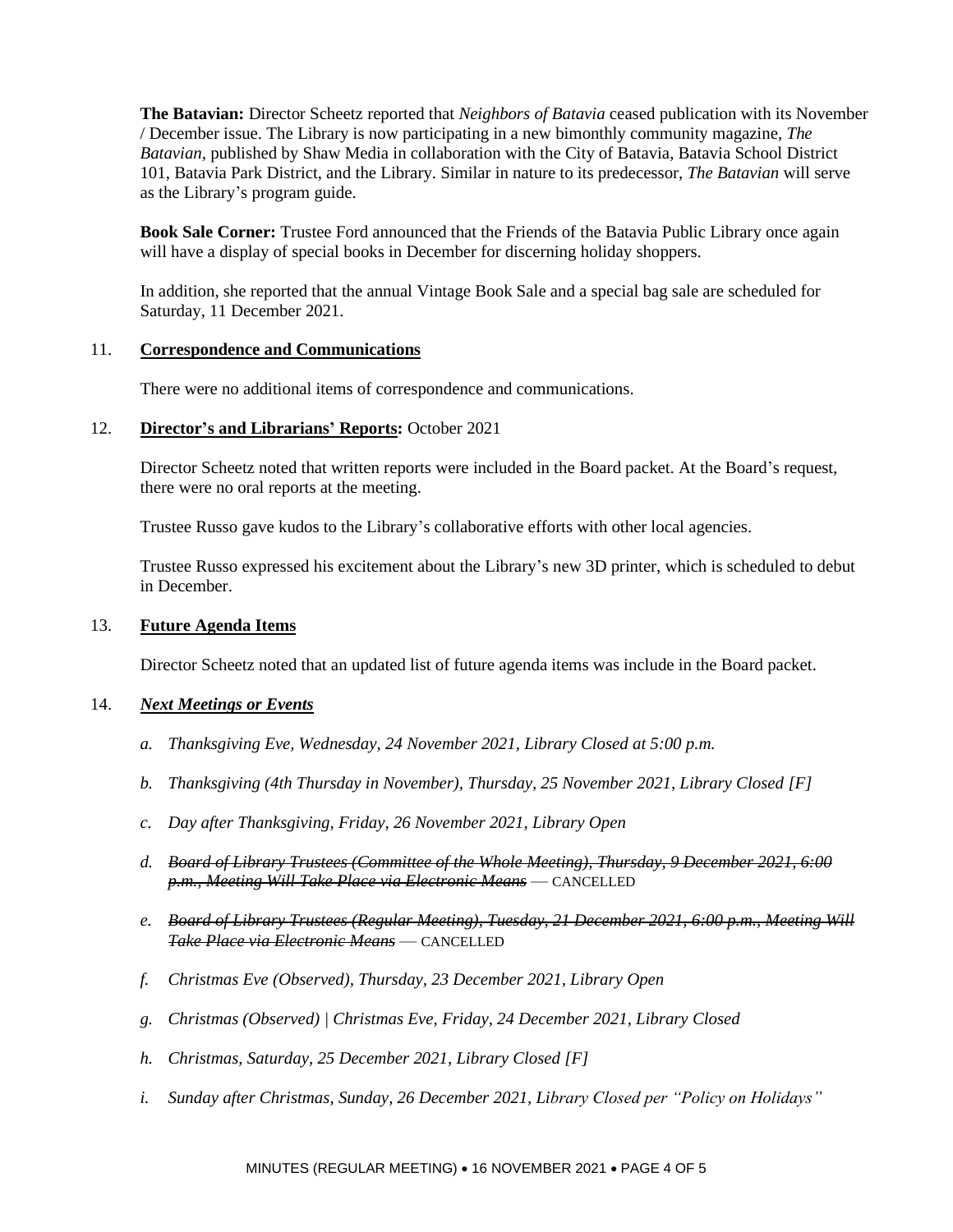**The Batavian:** Director Scheetz reported that *Neighbors of Batavia* ceased publication with its November / December issue. The Library is now participating in a new bimonthly community magazine, *The Batavian*, published by Shaw Media in collaboration with the City of Batavia, Batavia School District 101, Batavia Park District, and the Library. Similar in nature to its predecessor, *The Batavian* will serve as the Library's program guide.

**Book Sale Corner:** Trustee Ford announced that the Friends of the Batavia Public Library once again will have a display of special books in December for discerning holiday shoppers.

In addition, she reported that the annual Vintage Book Sale and a special bag sale are scheduled for Saturday, 11 December 2021.

11. **Correspondence and Communications**

There were no additional items of correspondence and communications.

12. **Director's and Librarians' Reports:** October 2021

Director Scheetz noted that written reports were included in the Board packet. At the Board's request, there were no oral reports at the meeting.

Trustee Russo gave kudos to the Library's collaborative efforts with other local agencies.

Trustee Russo expressed his excitement about the Library's new 3D printer, which is scheduled to debut in December.

13. **Future Agenda Items**

Director Scheetz noted that an updated list of future agenda items was include in the Board packet.

14. ***Next Meetings or Events***

- *a. Thanksgiving Eve, Wednesday, 24 November 2021, Library Closed at 5:00 p.m.*
- *b. Thanksgiving (4th Thursday in November), Thursday, 25 November 2021, Library Closed [F]*
- *c. Day after Thanksgiving, Friday, 26 November 2021, Library Open*
- *d. ~~Board of Library Trustees (Committee of the Whole Meeting), Thursday, 9 December 2021, 6:00 p.m., Meeting Will Take Place via Electronic Means~~* — CANCELLED
- *e. ~~Board of Library Trustees (Regular Meeting), Tuesday, 21 December 2021, 6:00 p.m., Meeting Will Take Place via Electronic Means~~* — CANCELLED
- *f. Christmas Eve (Observed), Thursday, 23 December 2021, Library Open*
- *g. Christmas (Observed) | Christmas Eve, Friday, 24 December 2021, Library Closed*
- *h. Christmas, Saturday, 25 December 2021, Library Closed [F]*
- *i. Sunday after Christmas, Sunday, 26 December 2021, Library Closed per "Policy on Holidays"*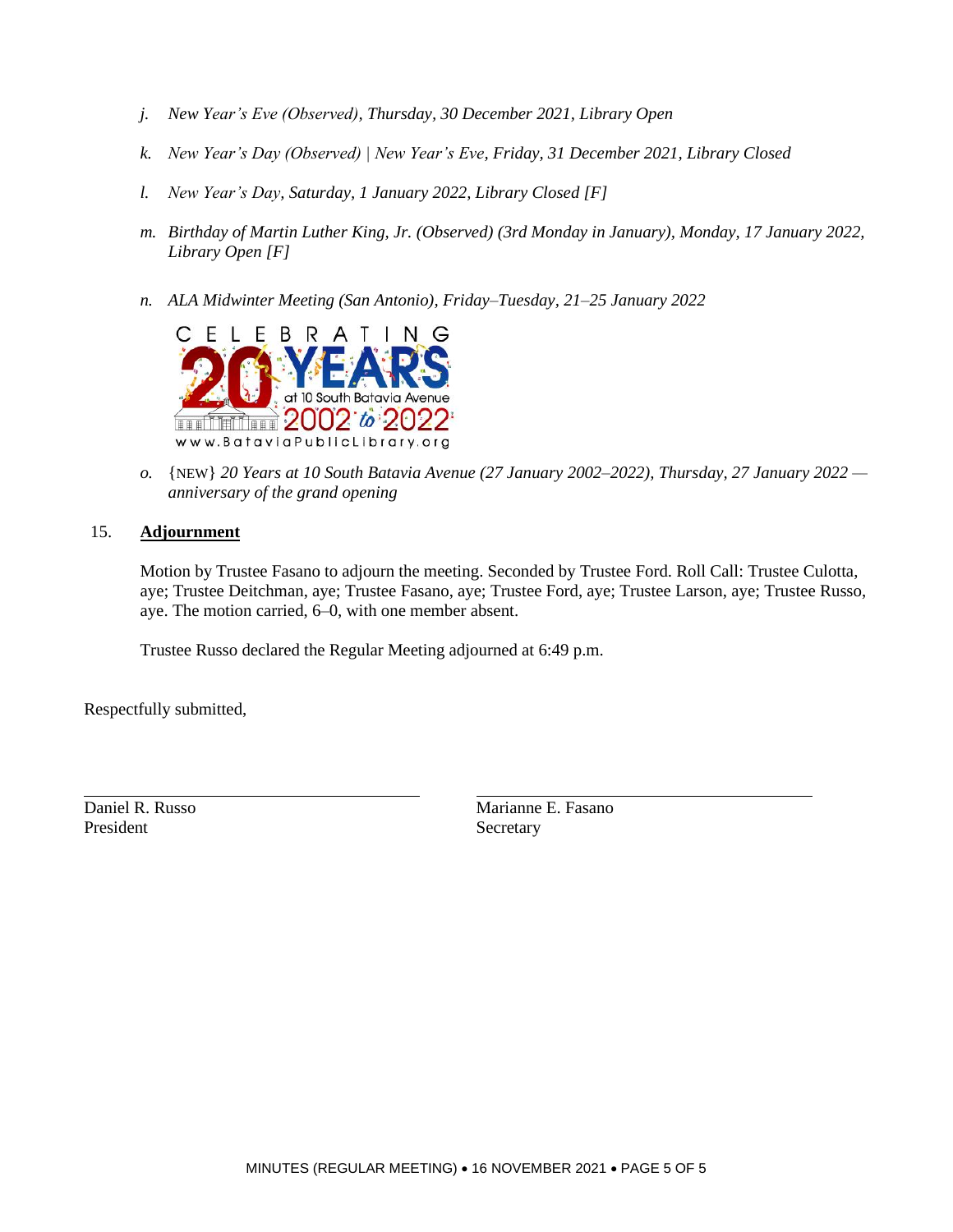j. *New Year's Eve (Observed), Thursday, 30 December 2021, Library Open*

k. *New Year's Day (Observed) | New Year's Eve, Friday, 31 December 2021, Library Closed*

l. *New Year's Day, Saturday, 1 January 2022, Library Closed [F]*

m. *Birthday of Martin Luther King, Jr. (Observed) (3rd Monday in January), Monday, 17 January 2022, Library Open [F]*

n. *ALA Midwinter Meeting (San Antonio), Friday–Tuesday, 21–25 January 2022*

CELEBRATING 20 YEARS at 10 South Batavia Avenue 2002 to 2022 www.BataviaPublicLibrary.org

o. {NEW} *20 Years at 10 South Batavia Avenue (27 January 2002–2022), Thursday, 27 January 2022 — anniversary of the grand opening*

15. **Adjournment**

Motion by Trustee Fasano to adjourn the meeting. Seconded by Trustee Ford. Roll Call: Trustee Culotta, aye; Trustee Deitchman, aye; Trustee Fasano, aye; Trustee Ford, aye; Trustee Larson, aye; Trustee Russo, aye. The motion carried, 6–0, with one member absent.

Trustee Russo declared the Regular Meeting adjourned at 6:49 p.m.

Respectfully submitted,

Daniel R. Russo
President

Marianne E. Fasano
Secretary